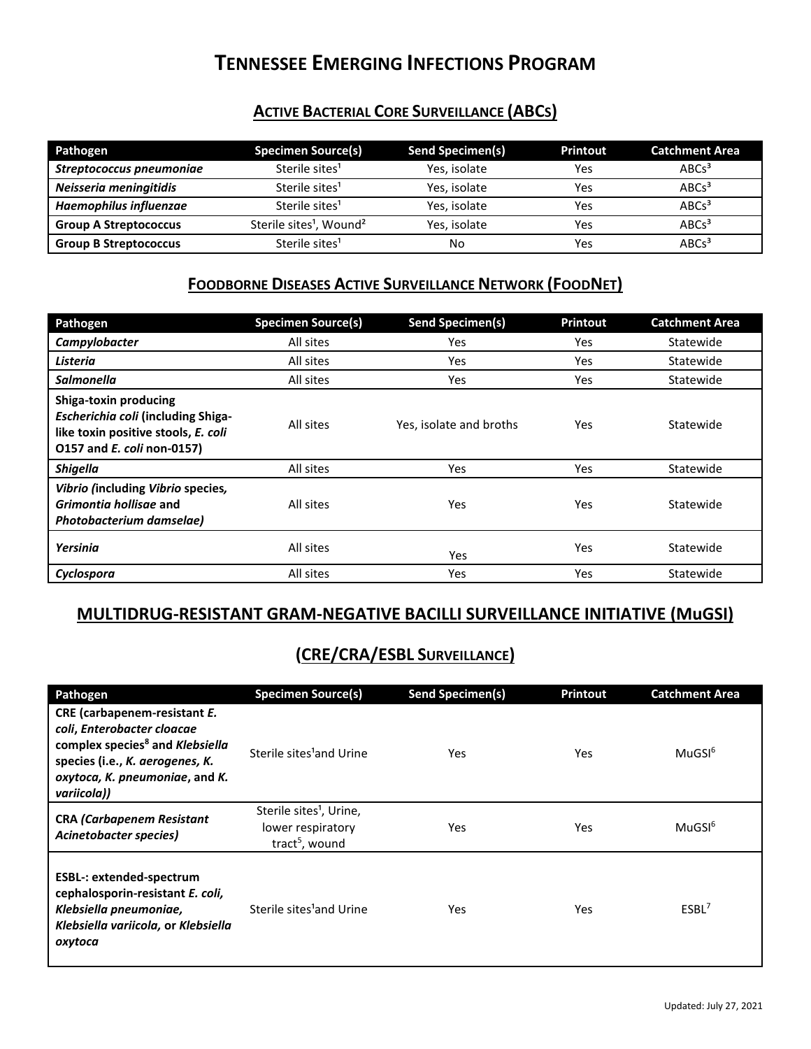# Tennessee Emerging Infections Program

## Active Bacterial Core Surveillance (ABCs)

| Pathogen | Specimen Source(s) | Send Specimen(s) | Printout | Catchment Area |
|---|---|---|---|---|
| ***Streptococcus pneumoniae*** | Sterile sites[1] | Yes, isolate | Yes | ABCs[3] |
| ***Neisseria meningitidis*** | Sterile sites[1] | Yes, isolate | Yes | ABCs[3] |
| ***Haemophilus influenzae*** | Sterile sites[1] | Yes, isolate | Yes | ABCs[3] |
| **Group A Streptococcus** | Sterile sites[1], Wound[2] | Yes, isolate | Yes | ABCs[3] |
| **Group B Streptococcus** | Sterile sites[1] | No | Yes | ABCs[3] |

## Foodborne Diseases Active Surveillance Network (FoodNet)

| Pathogen | Specimen Source(s) | Send Specimen(s) | Printout | Catchment Area |
|---|---|---|---|---|
| ***Campylobacter*** | All sites | Yes | Yes | Statewide |
| ***Listeria*** | All sites | Yes | Yes | Statewide |
| ***Salmonella*** | All sites | Yes | Yes | Statewide |
| **Shiga-toxin producing *Escherichia coli* (including Shiga-like toxin positive stools, *E. coli* O157 and *E. coli* non-0157)** | All sites | Yes, isolate and broths | Yes | Statewide |
| ***Shigella*** | All sites | Yes | Yes | Statewide |
| ***Vibrio (*including *Vibrio* species, *Grimontia hollisae* and *Photobacterium damselae)*** | All sites | Yes | Yes | Statewide |
| ***Yersinia*** | All sites | Yes | Yes | Statewide |
| ***Cyclospora*** | All sites | Yes | Yes | Statewide |

## MULTIDRUG-RESISTANT GRAM-NEGATIVE BACILLI SURVEILLANCE INITIATIVE (MuGSI)

## (CRE/CRA/ESBL Surveillance)

| Pathogen | Specimen Source(s) | Send Specimen(s) | Printout | Catchment Area |
|---|---|---|---|---|
| **CRE (carbapenem-resistant *E. coli*, *Enterobacter cloacae* complex species[8] and *Klebsiella* species (i.e., *K. aerogenes, K. oxytoca, K. pneumoniae*, and *K. variicola*))** | Sterile sites[1]and Urine | Yes | Yes | MuGSI[6] |
| **CRA *(Carbapenem Resistant Acinetobacter species)*** | Sterile sites[1], Urine, lower respiratory tract[5], wound | Yes | Yes | MuGSI[6] |
| **ESBL-: extended-spectrum cephalosporin-resistant *E. coli, Klebsiella pneumoniae, Klebsiella variicola,* or *Klebsiella oxytoca*** | Sterile sites[1]and Urine | Yes | Yes | ESBL[7] |

Updated: July 27, 2021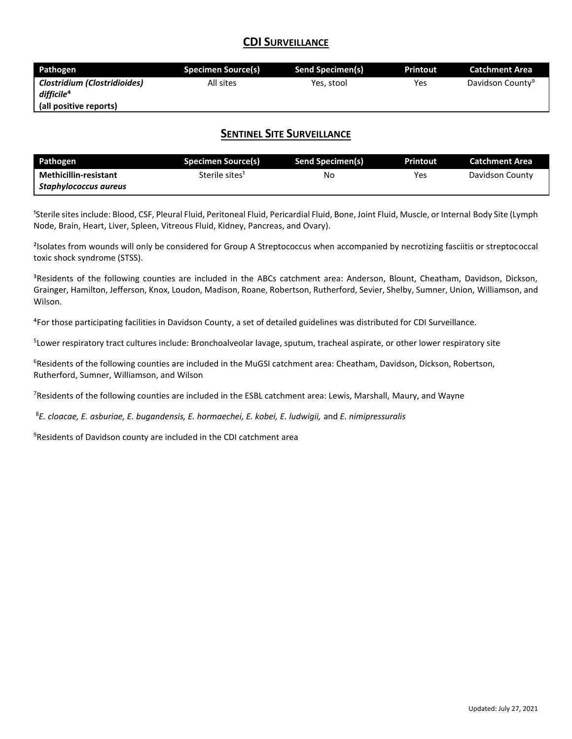## CDI Surveillance

| Pathogen | Specimen Source(s) | Send Specimen(s) | Printout | Catchment Area |
|---|---|---|---|---|
| ***Clostridium (Clostridioides) difficile***[4] **(all positive reports)** | All sites | Yes, stool | Yes | Davidson County[9] |

## Sentinel Site Surveillance

| Pathogen | Specimen Source(s) | Send Specimen(s) | Printout | Catchment Area |
|---|---|---|---|---|
| **Methicillin-resistant *Staphylococcus aureus*** | Sterile sites[1] | No | Yes | Davidson County |

[1]Sterile sites include: Blood, CSF, Pleural Fluid, Peritoneal Fluid, Pericardial Fluid, Bone, Joint Fluid, Muscle, or Internal Body Site (Lymph Node, Brain, Heart, Liver, Spleen, Vitreous Fluid, Kidney, Pancreas, and Ovary).

[2]Isolates from wounds will only be considered for Group A Streptococcus when accompanied by necrotizing fasciitis or streptococcal toxic shock syndrome (STSS).

[3]Residents of the following counties are included in the ABCs catchment area: Anderson, Blount, Cheatham, Davidson, Dickson, Grainger, Hamilton, Jefferson, Knox, Loudon, Madison, Roane, Robertson, Rutherford, Sevier, Shelby, Sumner, Union, Williamson, and Wilson.

[4]For those participating facilities in Davidson County, a set of detailed guidelines was distributed for CDI Surveillance.

[5]Lower respiratory tract cultures include: Bronchoalveolar lavage, sputum, tracheal aspirate, or other lower respiratory site

[6]Residents of the following counties are included in the MuGSI catchment area: Cheatham, Davidson, Dickson, Robertson, Rutherford, Sumner, Williamson, and Wilson

[7]Residents of the following counties are included in the ESBL catchment area: Lewis, Marshall, Maury, and Wayne

[8]*E. cloacae, E. asburiae, E. bugandensis, E. hormaechei, E. kobei, E. ludwigii,* and *E. nimipressuralis*

[9]Residents of Davidson county are included in the CDI catchment area

Updated: July 27, 2021